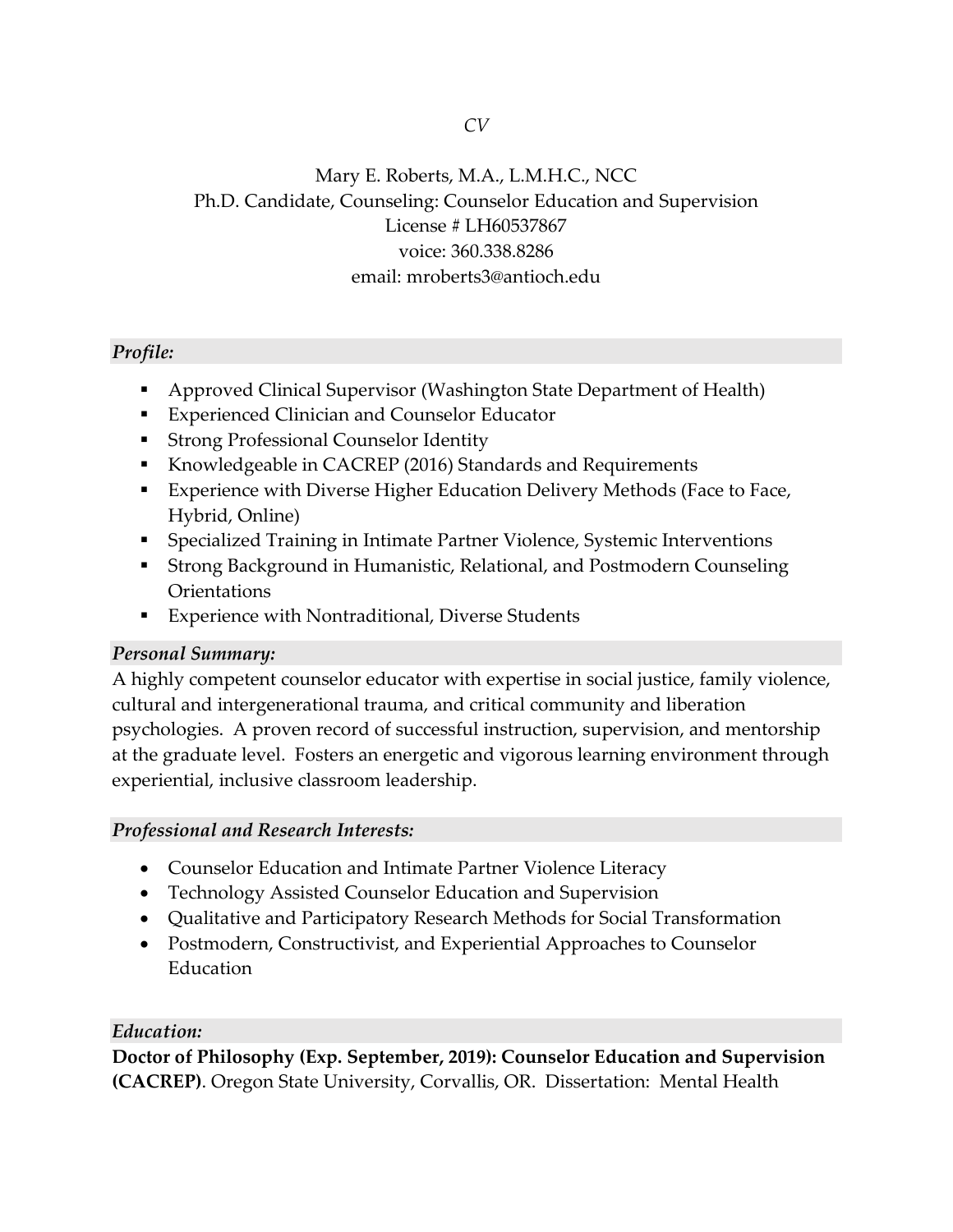*CV*

Mary E. Roberts, M.A., L.M.H.C., NCC
Ph.D. Candidate, Counseling: Counselor Education and Supervision
License # LH60537867
voice: 360.338.8286
email: mroberts3@antioch.edu

## *Profile:*

- Approved Clinical Supervisor (Washington State Department of Health)
- Experienced Clinician and Counselor Educator
- Strong Professional Counselor Identity
- Knowledgeable in CACREP (2016) Standards and Requirements
- Experience with Diverse Higher Education Delivery Methods (Face to Face, Hybrid, Online)
- Specialized Training in Intimate Partner Violence, Systemic Interventions
- Strong Background in Humanistic, Relational, and Postmodern Counseling Orientations
- Experience with Nontraditional, Diverse Students

## *Personal Summary:*

A highly competent counselor educator with expertise in social justice, family violence, cultural and intergenerational trauma, and critical community and liberation psychologies. A proven record of successful instruction, supervision, and mentorship at the graduate level. Fosters an energetic and vigorous learning environment through experiential, inclusive classroom leadership.

## *Professional and Research Interests:*

- Counselor Education and Intimate Partner Violence Literacy
- Technology Assisted Counselor Education and Supervision
- Qualitative and Participatory Research Methods for Social Transformation
- Postmodern, Constructivist, and Experiential Approaches to Counselor Education

## *Education:*

**Doctor of Philosophy (Exp. September, 2019): Counselor Education and Supervision (CACREP)**. Oregon State University, Corvallis, OR. Dissertation: Mental Health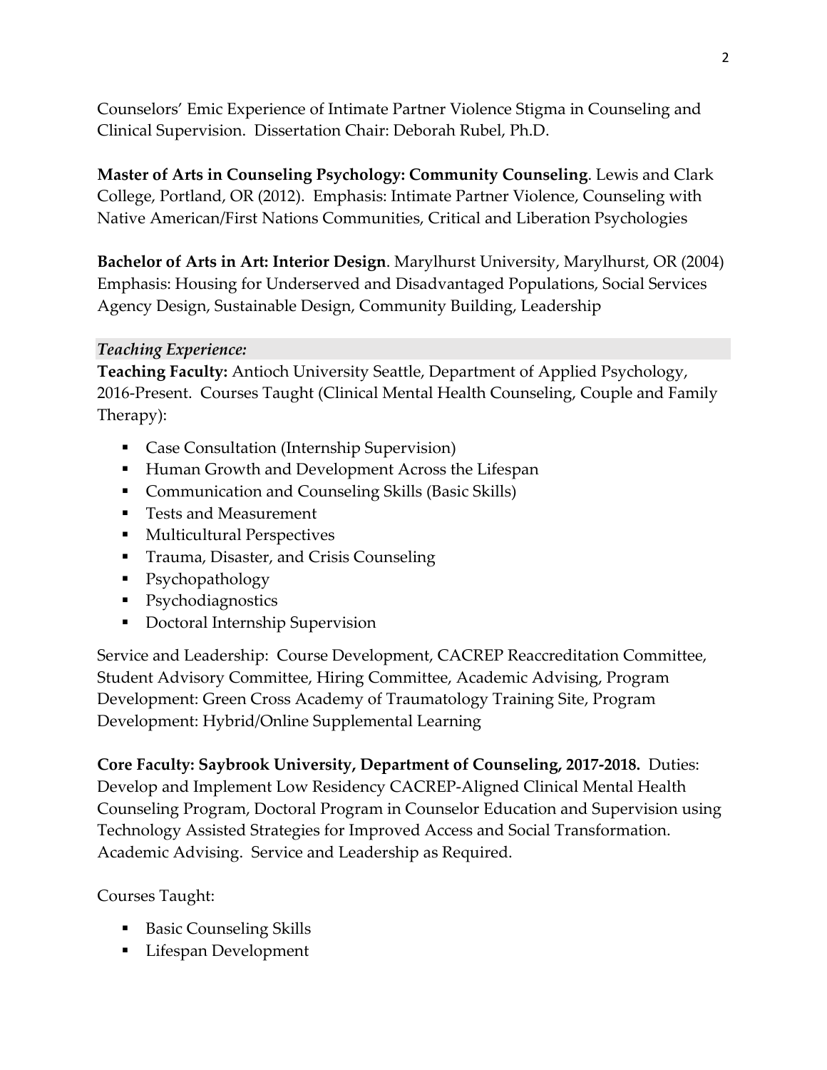Counselors' Emic Experience of Intimate Partner Violence Stigma in Counseling and Clinical Supervision. Dissertation Chair: Deborah Rubel, Ph.D.

**Master of Arts in Counseling Psychology: Community Counseling**. Lewis and Clark College, Portland, OR (2012). Emphasis: Intimate Partner Violence, Counseling with Native American/First Nations Communities, Critical and Liberation Psychologies

**Bachelor of Arts in Art: Interior Design**. Marylhurst University, Marylhurst, OR (2004) Emphasis: Housing for Underserved and Disadvantaged Populations, Social Services Agency Design, Sustainable Design, Community Building, Leadership

### *Teaching Experience:*

**Teaching Faculty:** Antioch University Seattle, Department of Applied Psychology, 2016-Present. Courses Taught (Clinical Mental Health Counseling, Couple and Family Therapy):

- Case Consultation (Internship Supervision)
- Human Growth and Development Across the Lifespan
- Communication and Counseling Skills (Basic Skills)
- Tests and Measurement
- Multicultural Perspectives
- Trauma, Disaster, and Crisis Counseling
- Psychopathology
- Psychodiagnostics
- Doctoral Internship Supervision

Service and Leadership: Course Development, CACREP Reaccreditation Committee, Student Advisory Committee, Hiring Committee, Academic Advising, Program Development: Green Cross Academy of Traumatology Training Site, Program Development: Hybrid/Online Supplemental Learning

**Core Faculty: Saybrook University, Department of Counseling, 2017-2018.** Duties: Develop and Implement Low Residency CACREP-Aligned Clinical Mental Health Counseling Program, Doctoral Program in Counselor Education and Supervision using Technology Assisted Strategies for Improved Access and Social Transformation. Academic Advising. Service and Leadership as Required.

Courses Taught:

- Basic Counseling Skills
- Lifespan Development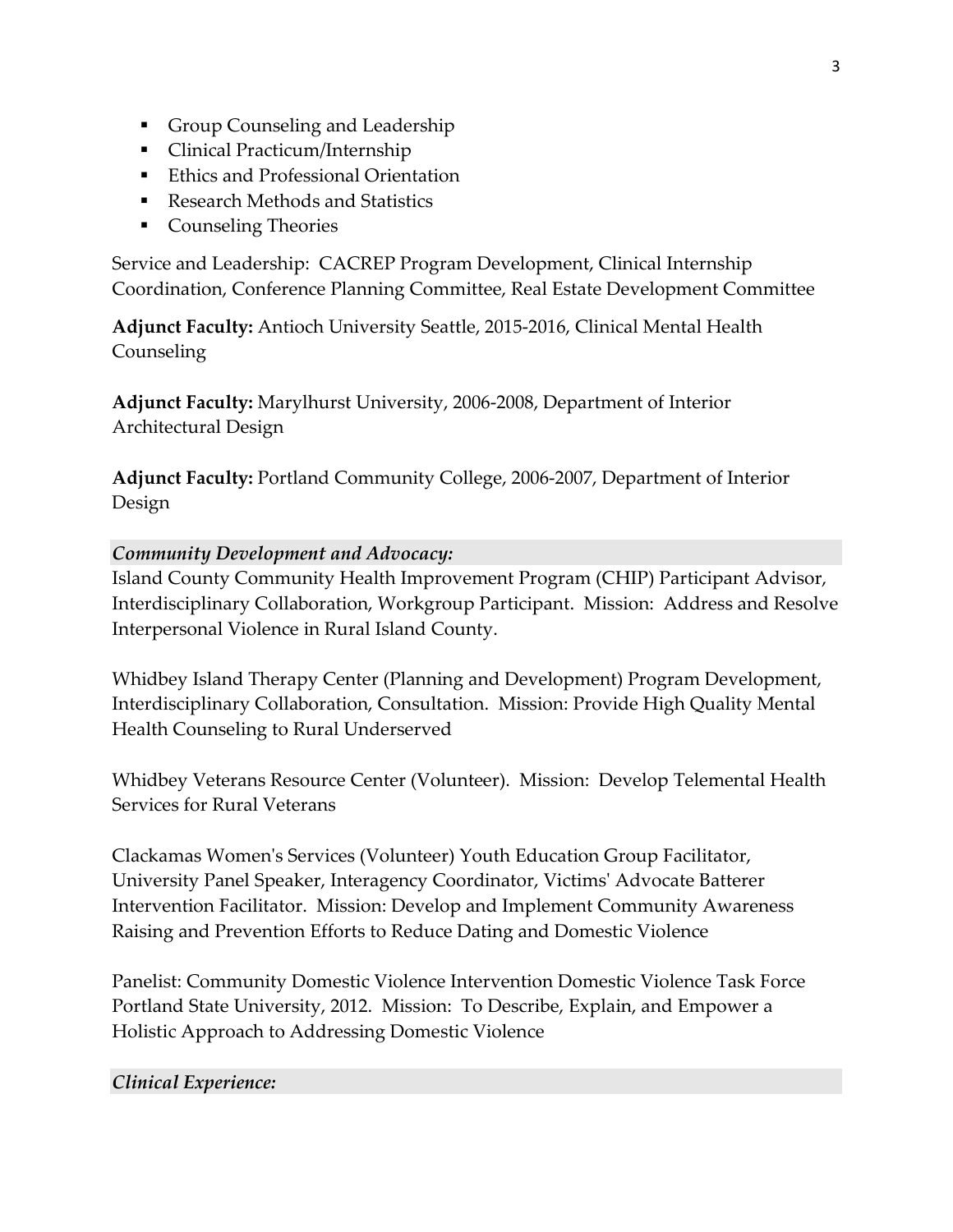- Group Counseling and Leadership
- Clinical Practicum/Internship
- Ethics and Professional Orientation
- Research Methods and Statistics
- Counseling Theories

Service and Leadership: CACREP Program Development, Clinical Internship Coordination, Conference Planning Committee, Real Estate Development Committee

**Adjunct Faculty:** Antioch University Seattle, 2015-2016, Clinical Mental Health Counseling

**Adjunct Faculty:** Marylhurst University, 2006-2008, Department of Interior Architectural Design

**Adjunct Faculty:** Portland Community College, 2006-2007, Department of Interior Design

### *Community Development and Advocacy:*

Island County Community Health Improvement Program (CHIP) Participant Advisor, Interdisciplinary Collaboration, Workgroup Participant. Mission: Address and Resolve Interpersonal Violence in Rural Island County.

Whidbey Island Therapy Center (Planning and Development) Program Development, Interdisciplinary Collaboration, Consultation. Mission: Provide High Quality Mental Health Counseling to Rural Underserved

Whidbey Veterans Resource Center (Volunteer). Mission: Develop Telemental Health Services for Rural Veterans

Clackamas Women's Services (Volunteer) Youth Education Group Facilitator, University Panel Speaker, Interagency Coordinator, Victims' Advocate Batterer Intervention Facilitator. Mission: Develop and Implement Community Awareness Raising and Prevention Efforts to Reduce Dating and Domestic Violence

Panelist: Community Domestic Violence Intervention Domestic Violence Task Force Portland State University, 2012. Mission: To Describe, Explain, and Empower a Holistic Approach to Addressing Domestic Violence

### *Clinical Experience:*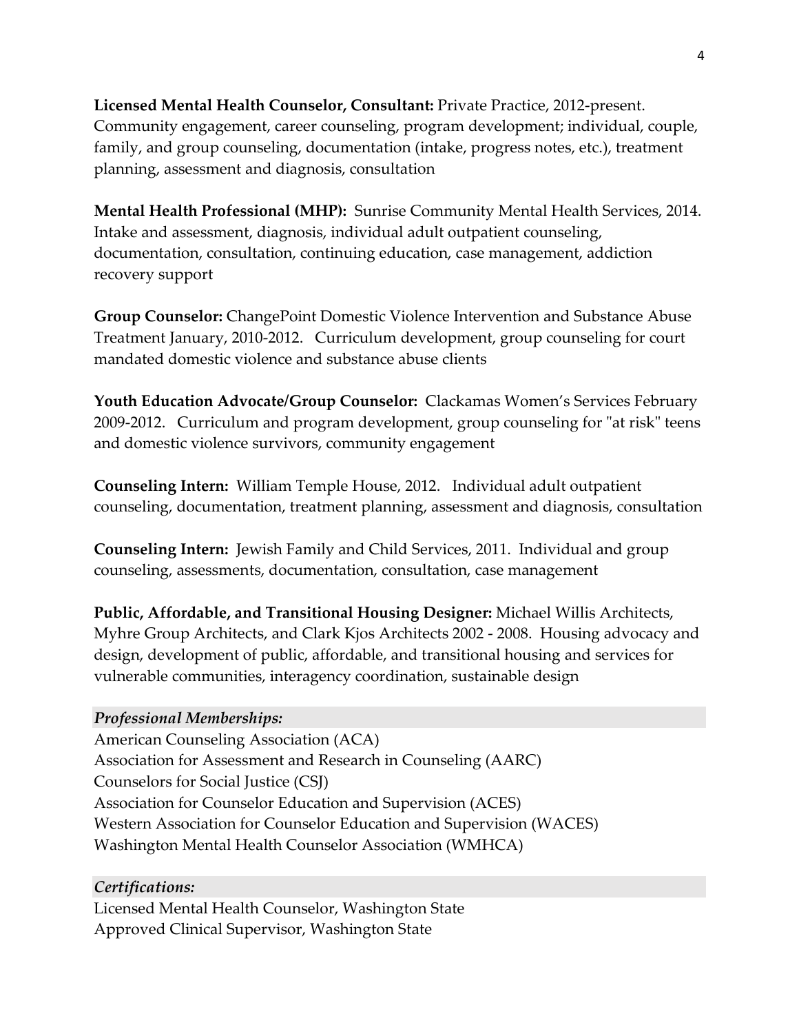**Licensed Mental Health Counselor, Consultant:** Private Practice, 2012-present. Community engagement, career counseling, program development; individual, couple, family, and group counseling, documentation (intake, progress notes, etc.), treatment planning, assessment and diagnosis, consultation

**Mental Health Professional (MHP):** Sunrise Community Mental Health Services, 2014. Intake and assessment, diagnosis, individual adult outpatient counseling, documentation, consultation, continuing education, case management, addiction recovery support

**Group Counselor:** ChangePoint Domestic Violence Intervention and Substance Abuse Treatment January, 2010-2012. Curriculum development, group counseling for court mandated domestic violence and substance abuse clients

**Youth Education Advocate/Group Counselor:** Clackamas Women's Services February 2009-2012. Curriculum and program development, group counseling for "at risk" teens and domestic violence survivors, community engagement

**Counseling Intern:** William Temple House, 2012. Individual adult outpatient counseling, documentation, treatment planning, assessment and diagnosis, consultation

**Counseling Intern:** Jewish Family and Child Services, 2011. Individual and group counseling, assessments, documentation, consultation, case management

**Public, Affordable, and Transitional Housing Designer:** Michael Willis Architects, Myhre Group Architects, and Clark Kjos Architects 2002 - 2008. Housing advocacy and design, development of public, affordable, and transitional housing and services for vulnerable communities, interagency coordination, sustainable design

### *Professional Memberships:*

American Counseling Association (ACA)
Association for Assessment and Research in Counseling (AARC)
Counselors for Social Justice (CSJ)
Association for Counselor Education and Supervision (ACES)
Western Association for Counselor Education and Supervision (WACES)
Washington Mental Health Counselor Association (WMHCA)

### *Certifications:*

Licensed Mental Health Counselor, Washington State
Approved Clinical Supervisor, Washington State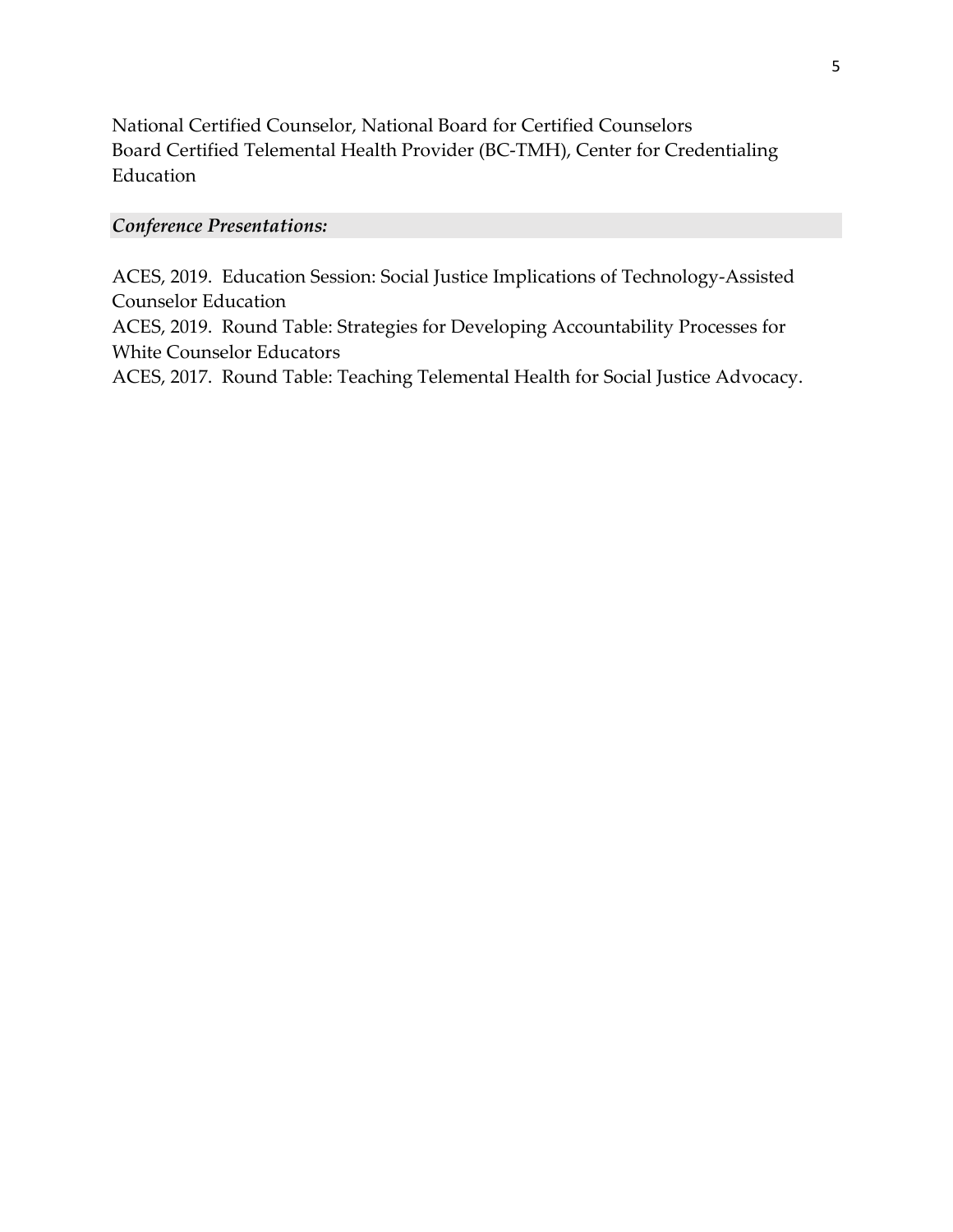National Certified Counselor, National Board for Certified Counselors
Board Certified Telemental Health Provider (BC-TMH), Center for Credentialing Education

### *Conference Presentations:*

ACES, 2019. Education Session: Social Justice Implications of Technology-Assisted Counselor Education
ACES, 2019. Round Table: Strategies for Developing Accountability Processes for White Counselor Educators
ACES, 2017. Round Table: Teaching Telemental Health for Social Justice Advocacy.